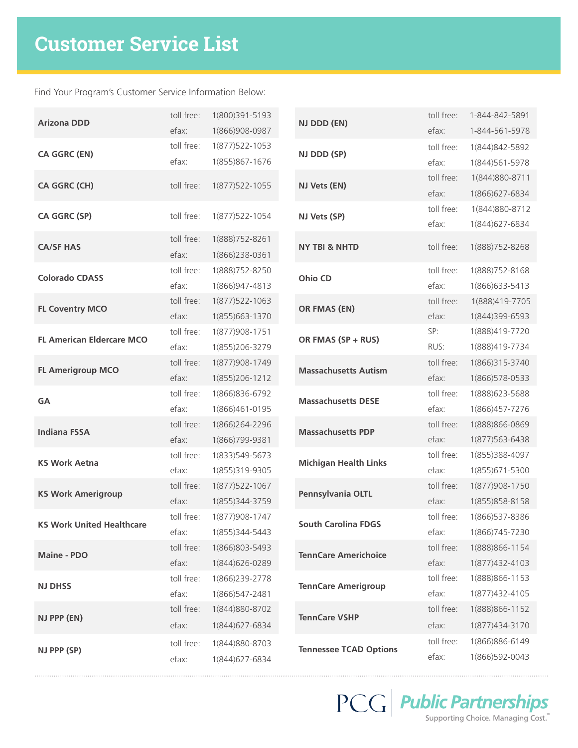# Customer Service List

Find Your Program's Customer Service Information Below:

| Program | Type | Number |
|---|---|---|
| **Arizona DDD** | toll free: | 1(800)391-5193 |
| | efax: | 1(866)908-0987 |
| **CA GGRC (EN)** | toll free: | 1(877)522-1053 |
| | efax: | 1(855)867-1676 |
| **CA GGRC (CH)** | toll free: | 1(877)522-1055 |
| **CA GGRC (SP)** | toll free: | 1(877)522-1054 |
| **CA/SF HAS** | toll free: | 1(888)752-8261 |
| | efax: | 1(866)238-0361 |
| **Colorado CDASS** | toll free: | 1(888)752-8250 |
| | efax: | 1(866)947-4813 |
| **FL Coventry MCO** | toll free: | 1(877)522-1063 |
| | efax: | 1(855)663-1370 |
| **FL American Eldercare MCO** | toll free: | 1(877)908-1751 |
| | efax: | 1(855)206-3279 |
| **FL Amerigroup MCO** | toll free: | 1(877)908-1749 |
| | efax: | 1(855)206-1212 |
| **GA** | toll free: | 1(866)836-6792 |
| | efax: | 1(866)461-0195 |
| **Indiana FSSA** | toll free: | 1(866)264-2296 |
| | efax: | 1(866)799-9381 |
| **KS Work Aetna** | toll free: | 1(833)549-5673 |
| | efax: | 1(855)319-9305 |
| **KS Work Amerigroup** | toll free: | 1(877)522-1067 |
| | efax: | 1(855)344-3759 |
| **KS Work United Healthcare** | toll free: | 1(877)908-1747 |
| | efax: | 1(855)344-5443 |
| **Maine - PDO** | toll free: | 1(866)803-5493 |
| | efax: | 1(844)626-0289 |
| **NJ DHSS** | toll free: | 1(866)239-2778 |
| | efax: | 1(866)547-2481 |
| **NJ PPP (EN)** | toll free: | 1(844)880-8702 |
| | efax: | 1(844)627-6834 |
| **NJ PPP (SP)** | toll free: | 1(844)880-8703 |
| | efax: | 1(844)627-6834 |
| **NJ DDD (EN)** | toll free: | 1-844-842-5891 |
| | efax: | 1-844-561-5978 |
| **NJ DDD (SP)** | toll free: | 1(844)842-5892 |
| | efax: | 1(844)561-5978 |
| **NJ Vets (EN)** | toll free: | 1(844)880-8711 |
| | efax: | 1(866)627-6834 |
| **NJ Vets (SP)** | toll free: | 1(844)880-8712 |
| | efax: | 1(844)627-6834 |
| **NY TBI & NHTD** | toll free: | 1(888)752-8268 |
| **Ohio CD** | toll free: | 1(888)752-8168 |
| | efax: | 1(866)633-5413 |
| **OR FMAS (EN)** | toll free: | 1(888)419-7705 |
| | efax: | 1(844)399-6593 |
| **OR FMAS (SP + RUS)** | SP: | 1(888)419-7720 |
| | RUS: | 1(888)419-7734 |
| **Massachusetts Autism** | toll free: | 1(866)315-3740 |
| | efax: | 1(866)578-0533 |
| **Massachusetts DESE** | toll free: | 1(888)623-5688 |
| | efax: | 1(866)457-7276 |
| **Massachusetts PDP** | toll free: | 1(888)866-0869 |
| | efax: | 1(877)563-6438 |
| **Michigan Health Links** | toll free: | 1(855)388-4097 |
| | efax: | 1(855)671-5300 |
| **Pennsylvania OLTL** | toll free: | 1(877)908-1750 |
| | efax: | 1(855)858-8158 |
| **South Carolina FDGS** | toll free: | 1(866)537-8386 |
| | efax: | 1(866)745-7230 |
| **TennCare Americhoice** | toll free: | 1(888)866-1154 |
| | efax: | 1(877)432-4103 |
| **TennCare Amerigroup** | toll free: | 1(888)866-1153 |
| | efax: | 1(877)432-4105 |
| **TennCare VSHP** | toll free: | 1(888)866-1152 |
| | efax: | 1(877)434-3170 |
| **Tennessee TCAD Options** | toll free: | 1(866)886-6149 |
| | efax: | 1(866)592-0043 |

PCG | Public Partnerships
Supporting Choice. Managing Cost.™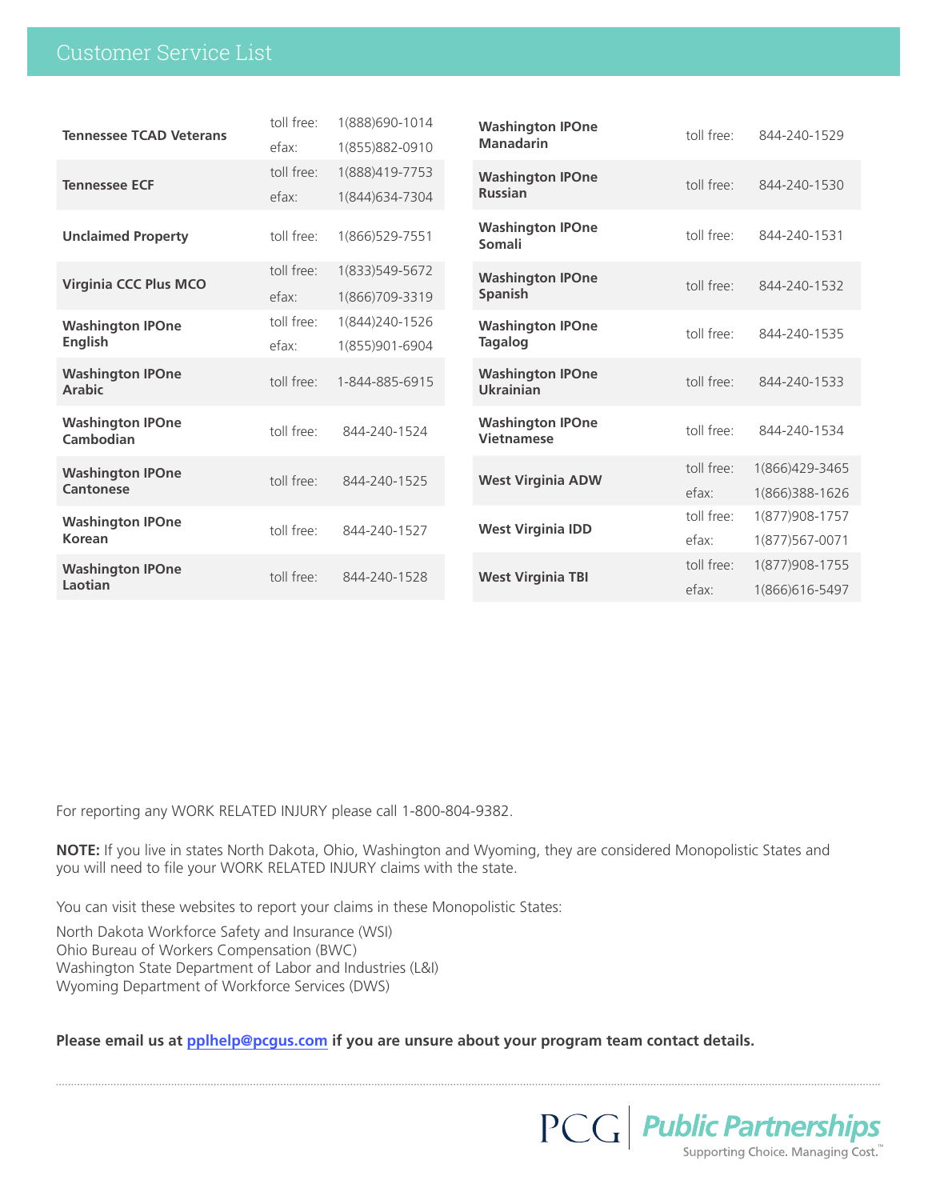## Customer Service List

| Program | Type | Number |
|---|---|---|
| **Tennessee TCAD Veterans** | toll free: | 1(888)690-1014 |
| | efax: | 1(855)882-0910 |
| **Tennessee ECF** | toll free: | 1(888)419-7753 |
| | efax: | 1(844)634-7304 |
| **Unclaimed Property** | toll free: | 1(866)529-7551 |
| **Virginia CCC Plus MCO** | toll free: | 1(833)549-5672 |
| | efax: | 1(866)709-3319 |
| **Washington IPOne English** | toll free: | 1(844)240-1526 |
| | efax: | 1(855)901-6904 |
| **Washington IPOne Arabic** | toll free: | 1-844-885-6915 |
| **Washington IPOne Cambodian** | toll free: | 844-240-1524 |
| **Washington IPOne Cantonese** | toll free: | 844-240-1525 |
| **Washington IPOne Korean** | toll free: | 844-240-1527 |
| **Washington IPOne Laotian** | toll free: | 844-240-1528 |
| **Washington IPOne Manadarin** | toll free: | 844-240-1529 |
| **Washington IPOne Russian** | toll free: | 844-240-1530 |
| **Washington IPOne Somali** | toll free: | 844-240-1531 |
| **Washington IPOne Spanish** | toll free: | 844-240-1532 |
| **Washington IPOne Tagalog** | toll free: | 844-240-1535 |
| **Washington IPOne Ukrainian** | toll free: | 844-240-1533 |
| **Washington IPOne Vietnamese** | toll free: | 844-240-1534 |
| **West Virginia ADW** | toll free: | 1(866)429-3465 |
| | efax: | 1(866)388-1626 |
| **West Virginia IDD** | toll free: | 1(877)908-1757 |
| | efax: | 1(877)567-0071 |
| **West Virginia TBI** | toll free: | 1(877)908-1755 |
| | efax: | 1(866)616-5497 |

For reporting any WORK RELATED INJURY please call 1-800-804-9382.

**NOTE:** If you live in states North Dakota, Ohio, Washington and Wyoming, they are considered Monopolistic States and you will need to file your WORK RELATED INJURY claims with the state.

You can visit these websites to report your claims in these Monopolistic States:

North Dakota Workforce Safety and Insurance (WSI)
Ohio Bureau of Workers Compensation (BWC)
Washington State Department of Labor and Industries (L&I)
Wyoming Department of Workforce Services (DWS)

**Please email us at pplhelp@pcgus.com if you are unsure about your program team contact details.**

PCG | Public Partnerships
Supporting Choice. Managing Cost.™